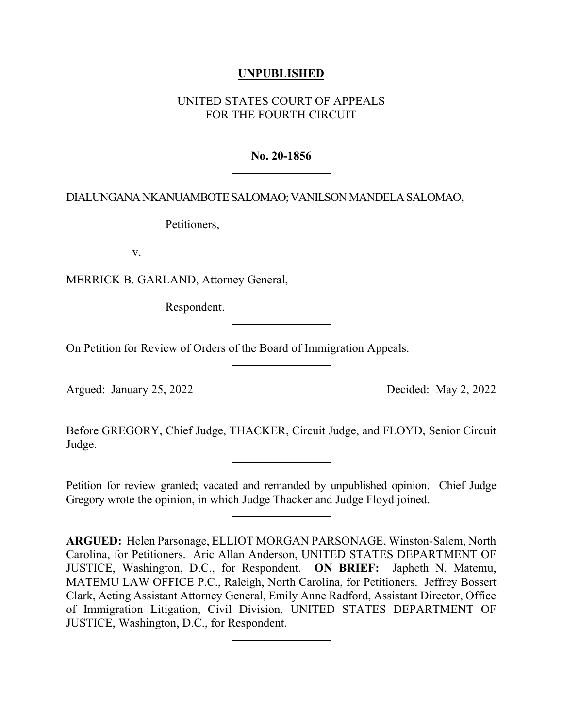**UNPUBLISHED**

UNITED STATES COURT OF APPEALS
FOR THE FOURTH CIRCUIT

---

**No. 20-1856**

---

DIALUNGANA NKANUAMBOTE SALOMAO; VANILSON MANDELA SALOMAO,

Petitioners,

v.

MERRICK B. GARLAND, Attorney General,

Respondent.

---

On Petition for Review of Orders of the Board of Immigration Appeals.

---

Argued: January 25, 2022 Decided: May 2, 2022

---

Before GREGORY, Chief Judge, THACKER, Circuit Judge, and FLOYD, Senior Circuit Judge.

---

Petition for review granted; vacated and remanded by unpublished opinion. Chief Judge Gregory wrote the opinion, in which Judge Thacker and Judge Floyd joined.

---

**ARGUED:** Helen Parsonage, ELLIOT MORGAN PARSONAGE, Winston-Salem, North Carolina, for Petitioners. Aric Allan Anderson, UNITED STATES DEPARTMENT OF JUSTICE, Washington, D.C., for Respondent. **ON BRIEF:** Japheth N. Matemu, MATEMU LAW OFFICE P.C., Raleigh, North Carolina, for Petitioners. Jeffrey Bossert Clark, Acting Assistant Attorney General, Emily Anne Radford, Assistant Director, Office of Immigration Litigation, Civil Division, UNITED STATES DEPARTMENT OF JUSTICE, Washington, D.C., for Respondent.

---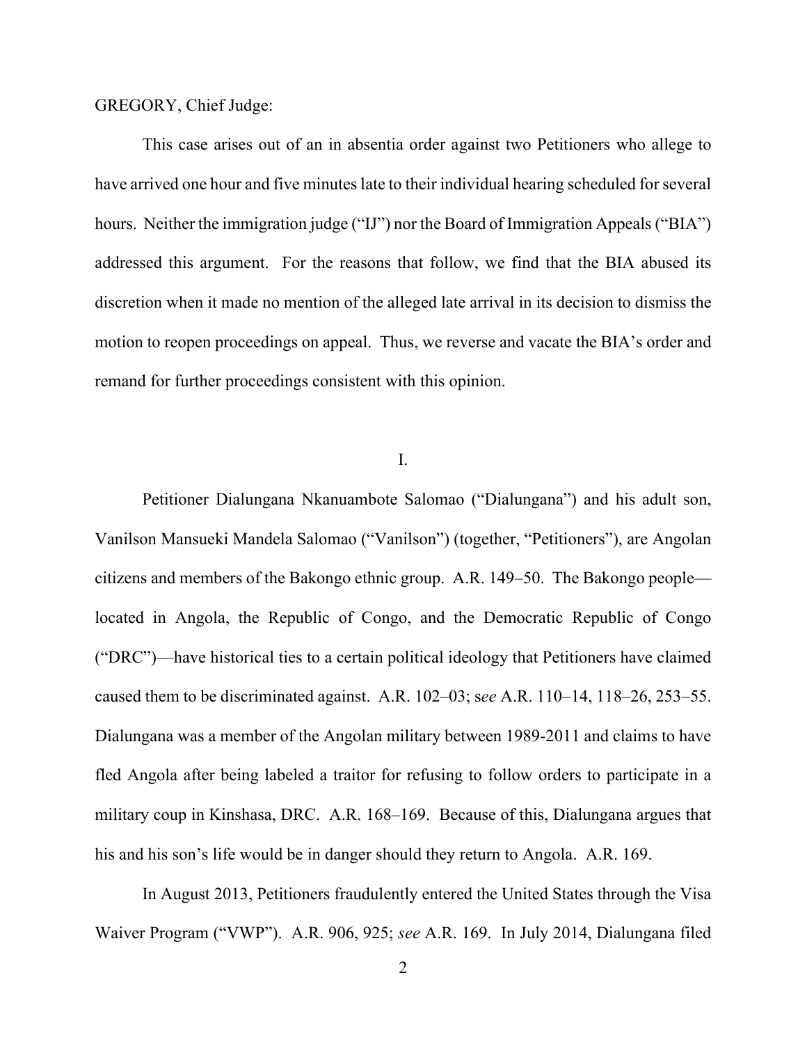GREGORY, Chief Judge:

This case arises out of an in absentia order against two Petitioners who allege to have arrived one hour and five minutes late to their individual hearing scheduled for several hours. Neither the immigration judge ("IJ") nor the Board of Immigration Appeals ("BIA") addressed this argument. For the reasons that follow, we find that the BIA abused its discretion when it made no mention of the alleged late arrival in its decision to dismiss the motion to reopen proceedings on appeal. Thus, we reverse and vacate the BIA's order and remand for further proceedings consistent with this opinion.

## I.

Petitioner Dialungana Nkanuambote Salomao ("Dialungana") and his adult son, Vanilson Mansueki Mandela Salomao ("Vanilson") (together, "Petitioners"), are Angolan citizens and members of the Bakongo ethnic group. A.R. 149–50. The Bakongo people—located in Angola, the Republic of Congo, and the Democratic Republic of Congo ("DRC")—have historical ties to a certain political ideology that Petitioners have claimed caused them to be discriminated against. A.R. 102–03; s*ee* A.R. 110–14, 118–26, 253–55. Dialungana was a member of the Angolan military between 1989-2011 and claims to have fled Angola after being labeled a traitor for refusing to follow orders to participate in a military coup in Kinshasa, DRC. A.R. 168–169. Because of this, Dialungana argues that his and his son's life would be in danger should they return to Angola. A.R. 169.

In August 2013, Petitioners fraudulently entered the United States through the Visa Waiver Program ("VWP"). A.R. 906, 925; *see* A.R. 169. In July 2014, Dialungana filed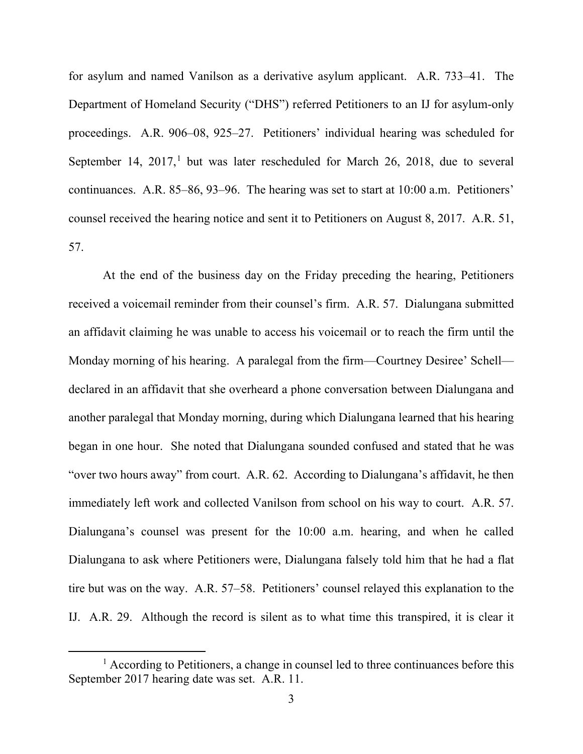for asylum and named Vanilson as a derivative asylum applicant. A.R. 733–41. The Department of Homeland Security ("DHS") referred Petitioners to an IJ for asylum-only proceedings. A.R. 906–08, 925–27. Petitioners' individual hearing was scheduled for September 14, 2017,[1] but was later rescheduled for March 26, 2018, due to several continuances. A.R. 85–86, 93–96. The hearing was set to start at 10:00 a.m. Petitioners' counsel received the hearing notice and sent it to Petitioners on August 8, 2017. A.R. 51, 57.

At the end of the business day on the Friday preceding the hearing, Petitioners received a voicemail reminder from their counsel's firm. A.R. 57. Dialungana submitted an affidavit claiming he was unable to access his voicemail or to reach the firm until the Monday morning of his hearing. A paralegal from the firm—Courtney Desiree' Schell—declared in an affidavit that she overheard a phone conversation between Dialungana and another paralegal that Monday morning, during which Dialungana learned that his hearing began in one hour. She noted that Dialungana sounded confused and stated that he was "over two hours away" from court. A.R. 62. According to Dialungana's affidavit, he then immediately left work and collected Vanilson from school on his way to court. A.R. 57. Dialungana's counsel was present for the 10:00 a.m. hearing, and when he called Dialungana to ask where Petitioners were, Dialungana falsely told him that he had a flat tire but was on the way. A.R. 57–58. Petitioners' counsel relayed this explanation to the IJ. A.R. 29. Although the record is silent as to what time this transpired, it is clear it

[1] According to Petitioners, a change in counsel led to three continuances before this September 2017 hearing date was set. A.R. 11.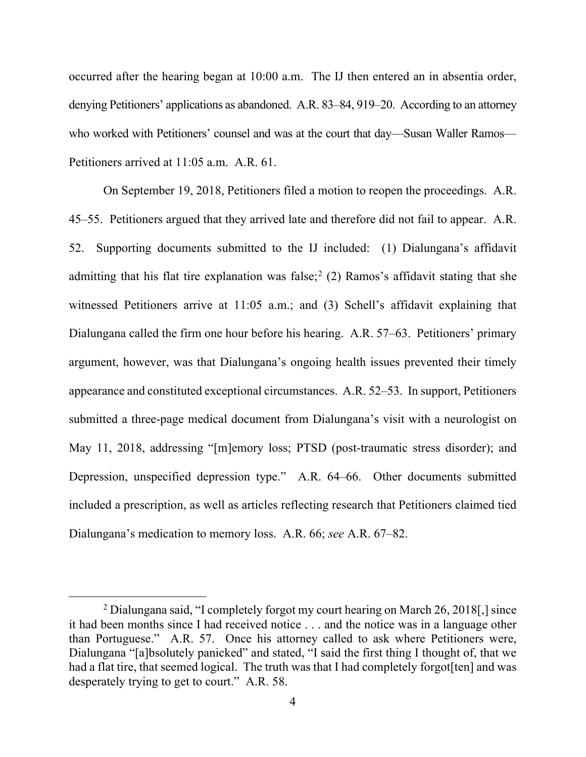occurred after the hearing began at 10:00 a.m. The IJ then entered an in absentia order, denying Petitioners' applications as abandoned. A.R. 83–84, 919–20. According to an attorney who worked with Petitioners' counsel and was at the court that day—Susan Waller Ramos—Petitioners arrived at 11:05 a.m. A.R. 61.

On September 19, 2018, Petitioners filed a motion to reopen the proceedings. A.R. 45–55. Petitioners argued that they arrived late and therefore did not fail to appear. A.R. 52. Supporting documents submitted to the IJ included: (1) Dialungana's affidavit admitting that his flat tire explanation was false;[2] (2) Ramos's affidavit stating that she witnessed Petitioners arrive at 11:05 a.m.; and (3) Schell's affidavit explaining that Dialungana called the firm one hour before his hearing. A.R. 57–63. Petitioners' primary argument, however, was that Dialungana's ongoing health issues prevented their timely appearance and constituted exceptional circumstances. A.R. 52–53. In support, Petitioners submitted a three-page medical document from Dialungana's visit with a neurologist on May 11, 2018, addressing "[m]emory loss; PTSD (post-traumatic stress disorder); and Depression, unspecified depression type." A.R. 64–66. Other documents submitted included a prescription, as well as articles reflecting research that Petitioners claimed tied Dialungana's medication to memory loss. A.R. 66; *see* A.R. 67–82.

---

[2] Dialungana said, "I completely forgot my court hearing on March 26, 2018[,] since it had been months since I had received notice . . . and the notice was in a language other than Portuguese." A.R. 57. Once his attorney called to ask where Petitioners were, Dialungana "[a]bsolutely panicked" and stated, "I said the first thing I thought of, that we had a flat tire, that seemed logical. The truth was that I had completely forgot[ten] and was desperately trying to get to court." A.R. 58.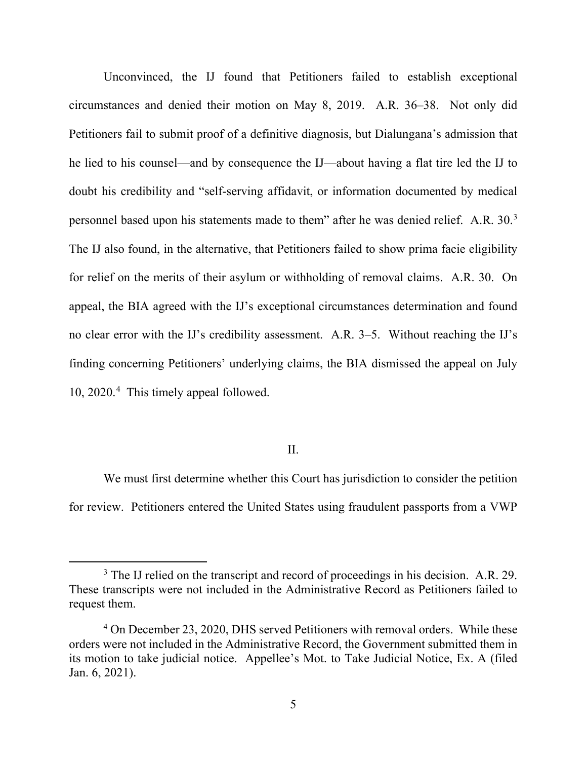Unconvinced, the IJ found that Petitioners failed to establish exceptional circumstances and denied their motion on May 8, 2019. A.R. 36–38. Not only did Petitioners fail to submit proof of a definitive diagnosis, but Dialungana's admission that he lied to his counsel—and by consequence the IJ—about having a flat tire led the IJ to doubt his credibility and "self-serving affidavit, or information documented by medical personnel based upon his statements made to them" after he was denied relief. A.R. 30.[3] The IJ also found, in the alternative, that Petitioners failed to show prima facie eligibility for relief on the merits of their asylum or withholding of removal claims. A.R. 30. On appeal, the BIA agreed with the IJ's exceptional circumstances determination and found no clear error with the IJ's credibility assessment. A.R. 3–5. Without reaching the IJ's finding concerning Petitioners' underlying claims, the BIA dismissed the appeal on July 10, 2020.[4] This timely appeal followed.

## II.

We must first determine whether this Court has jurisdiction to consider the petition for review. Petitioners entered the United States using fraudulent passports from a VWP

[3] The IJ relied on the transcript and record of proceedings in his decision. A.R. 29. These transcripts were not included in the Administrative Record as Petitioners failed to request them.

[4] On December 23, 2020, DHS served Petitioners with removal orders. While these orders were not included in the Administrative Record, the Government submitted them in its motion to take judicial notice. Appellee's Mot. to Take Judicial Notice, Ex. A (filed Jan. 6, 2021).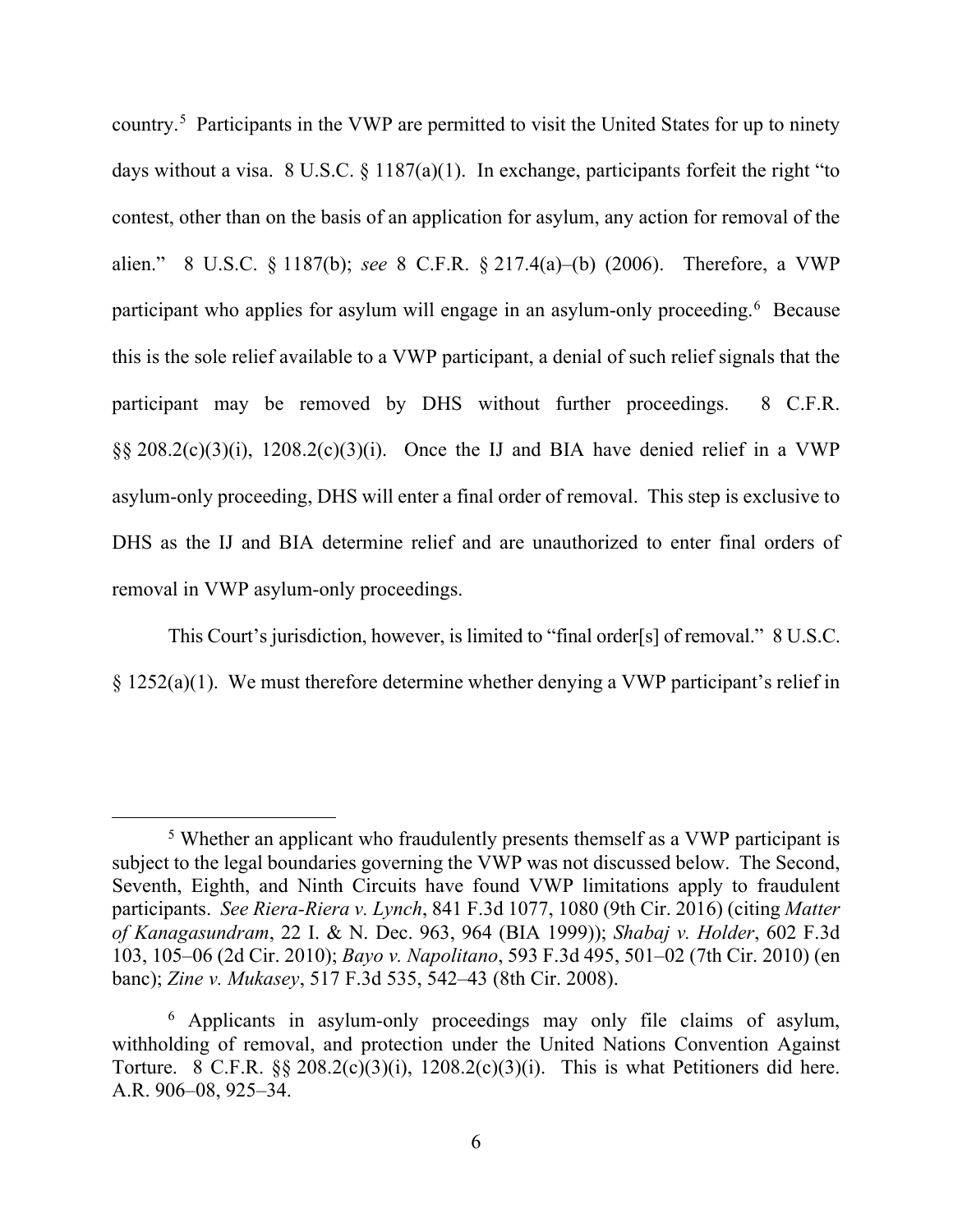country.[5] Participants in the VWP are permitted to visit the United States for up to ninety days without a visa. 8 U.S.C. § 1187(a)(1). In exchange, participants forfeit the right "to contest, other than on the basis of an application for asylum, any action for removal of the alien." 8 U.S.C. § 1187(b); *see* 8 C.F.R. § 217.4(a)–(b) (2006). Therefore, a VWP participant who applies for asylum will engage in an asylum-only proceeding.[6] Because this is the sole relief available to a VWP participant, a denial of such relief signals that the participant may be removed by DHS without further proceedings. 8 C.F.R. §§ 208.2(c)(3)(i), 1208.2(c)(3)(i). Once the IJ and BIA have denied relief in a VWP asylum-only proceeding, DHS will enter a final order of removal. This step is exclusive to DHS as the IJ and BIA determine relief and are unauthorized to enter final orders of removal in VWP asylum-only proceedings.

This Court's jurisdiction, however, is limited to "final order[s] of removal." 8 U.S.C. § 1252(a)(1). We must therefore determine whether denying a VWP participant's relief in

---

[5] Whether an applicant who fraudulently presents themself as a VWP participant is subject to the legal boundaries governing the VWP was not discussed below. The Second, Seventh, Eighth, and Ninth Circuits have found VWP limitations apply to fraudulent participants. *See Riera-Riera v. Lynch*, 841 F.3d 1077, 1080 (9th Cir. 2016) (citing *Matter of Kanagasundram*, 22 I. & N. Dec. 963, 964 (BIA 1999)); *Shabaj v. Holder*, 602 F.3d 103, 105–06 (2d Cir. 2010); *Bayo v. Napolitano*, 593 F.3d 495, 501–02 (7th Cir. 2010) (en banc); *Zine v. Mukasey*, 517 F.3d 535, 542–43 (8th Cir. 2008).

[6] Applicants in asylum-only proceedings may only file claims of asylum, withholding of removal, and protection under the United Nations Convention Against Torture. 8 C.F.R. §§ 208.2(c)(3)(i), 1208.2(c)(3)(i). This is what Petitioners did here. A.R. 906–08, 925–34.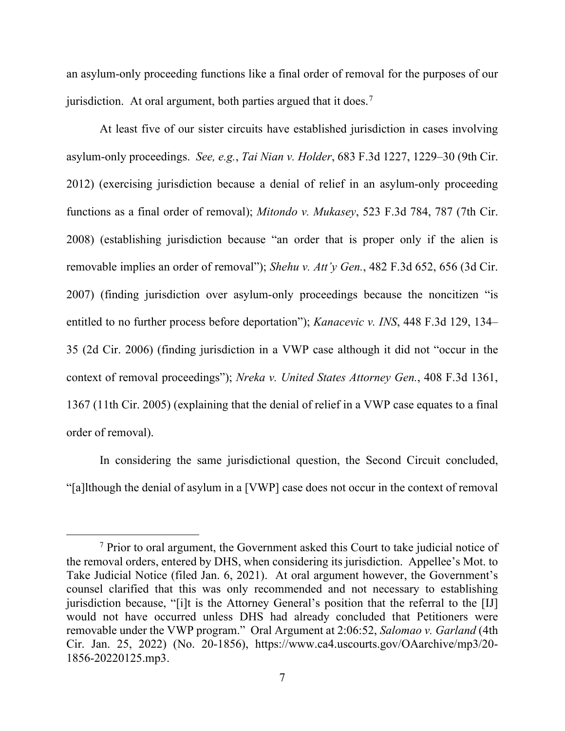an asylum-only proceeding functions like a final order of removal for the purposes of our jurisdiction. At oral argument, both parties argued that it does.[7]

At least five of our sister circuits have established jurisdiction in cases involving asylum-only proceedings. *See, e.g.*, *Tai Nian v. Holder*, 683 F.3d 1227, 1229–30 (9th Cir. 2012) (exercising jurisdiction because a denial of relief in an asylum-only proceeding functions as a final order of removal); *Mitondo v. Mukasey*, 523 F.3d 784, 787 (7th Cir. 2008) (establishing jurisdiction because "an order that is proper only if the alien is removable implies an order of removal"); *Shehu v. Att'y Gen.*, 482 F.3d 652, 656 (3d Cir. 2007) (finding jurisdiction over asylum-only proceedings because the noncitizen "is entitled to no further process before deportation"); *Kanacevic v. INS*, 448 F.3d 129, 134–35 (2d Cir. 2006) (finding jurisdiction in a VWP case although it did not "occur in the context of removal proceedings"); *Nreka v. United States Attorney Gen.*, 408 F.3d 1361, 1367 (11th Cir. 2005) (explaining that the denial of relief in a VWP case equates to a final order of removal).

In considering the same jurisdictional question, the Second Circuit concluded, "[a]lthough the denial of asylum in a [VWP] case does not occur in the context of removal

[7] Prior to oral argument, the Government asked this Court to take judicial notice of the removal orders, entered by DHS, when considering its jurisdiction. Appellee's Mot. to Take Judicial Notice (filed Jan. 6, 2021). At oral argument however, the Government's counsel clarified that this was only recommended and not necessary to establishing jurisdiction because, "[i]t is the Attorney General's position that the referral to the [IJ] would not have occurred unless DHS had already concluded that Petitioners were removable under the VWP program." Oral Argument at 2:06:52, *Salomao v. Garland* (4th Cir. Jan. 25, 2022) (No. 20-1856), https://www.ca4.uscourts.gov/OAarchive/mp3/20-1856-20220125.mp3.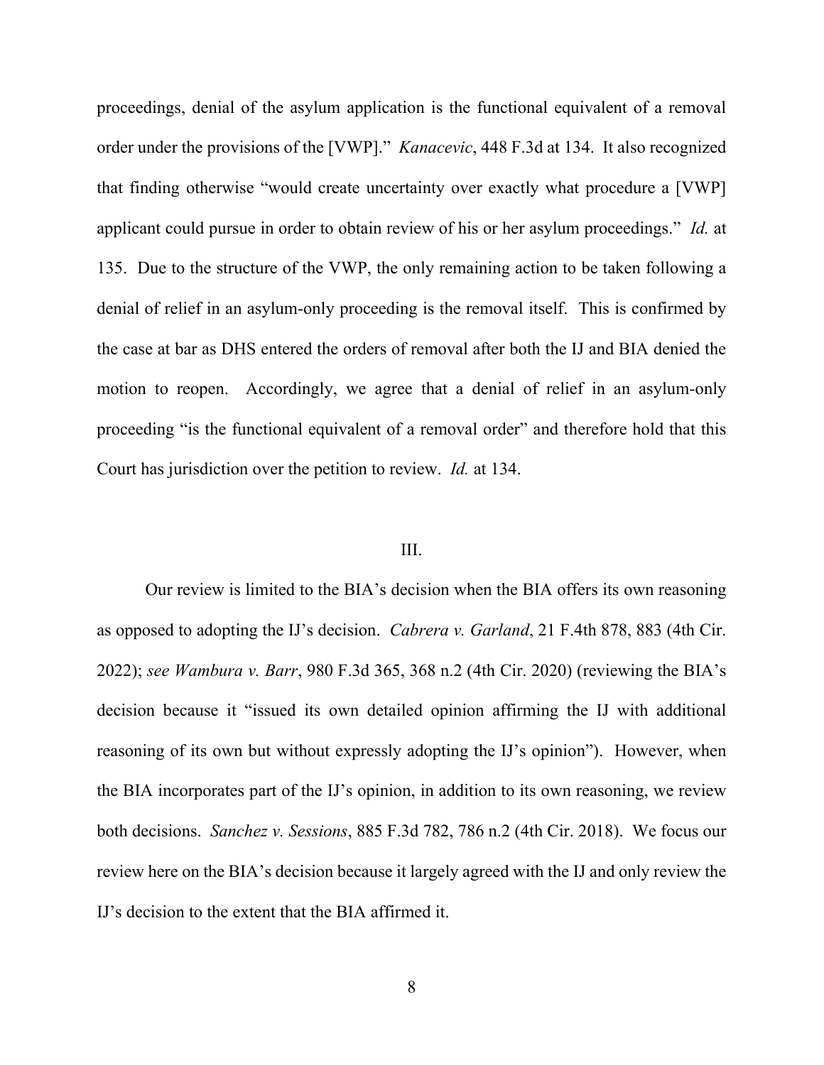proceedings, denial of the asylum application is the functional equivalent of a removal order under the provisions of the [VWP]." *Kanacevic*, 448 F.3d at 134. It also recognized that finding otherwise "would create uncertainty over exactly what procedure a [VWP] applicant could pursue in order to obtain review of his or her asylum proceedings." *Id.* at 135. Due to the structure of the VWP, the only remaining action to be taken following a denial of relief in an asylum-only proceeding is the removal itself. This is confirmed by the case at bar as DHS entered the orders of removal after both the IJ and BIA denied the motion to reopen. Accordingly, we agree that a denial of relief in an asylum-only proceeding "is the functional equivalent of a removal order" and therefore hold that this Court has jurisdiction over the petition to review. *Id.* at 134.

## III.

Our review is limited to the BIA's decision when the BIA offers its own reasoning as opposed to adopting the IJ's decision. *Cabrera v. Garland*, 21 F.4th 878, 883 (4th Cir. 2022); *see Wambura v. Barr*, 980 F.3d 365, 368 n.2 (4th Cir. 2020) (reviewing the BIA's decision because it "issued its own detailed opinion affirming the IJ with additional reasoning of its own but without expressly adopting the IJ's opinion"). However, when the BIA incorporates part of the IJ's opinion, in addition to its own reasoning, we review both decisions. *Sanchez v. Sessions*, 885 F.3d 782, 786 n.2 (4th Cir. 2018). We focus our review here on the BIA's decision because it largely agreed with the IJ and only review the IJ's decision to the extent that the BIA affirmed it.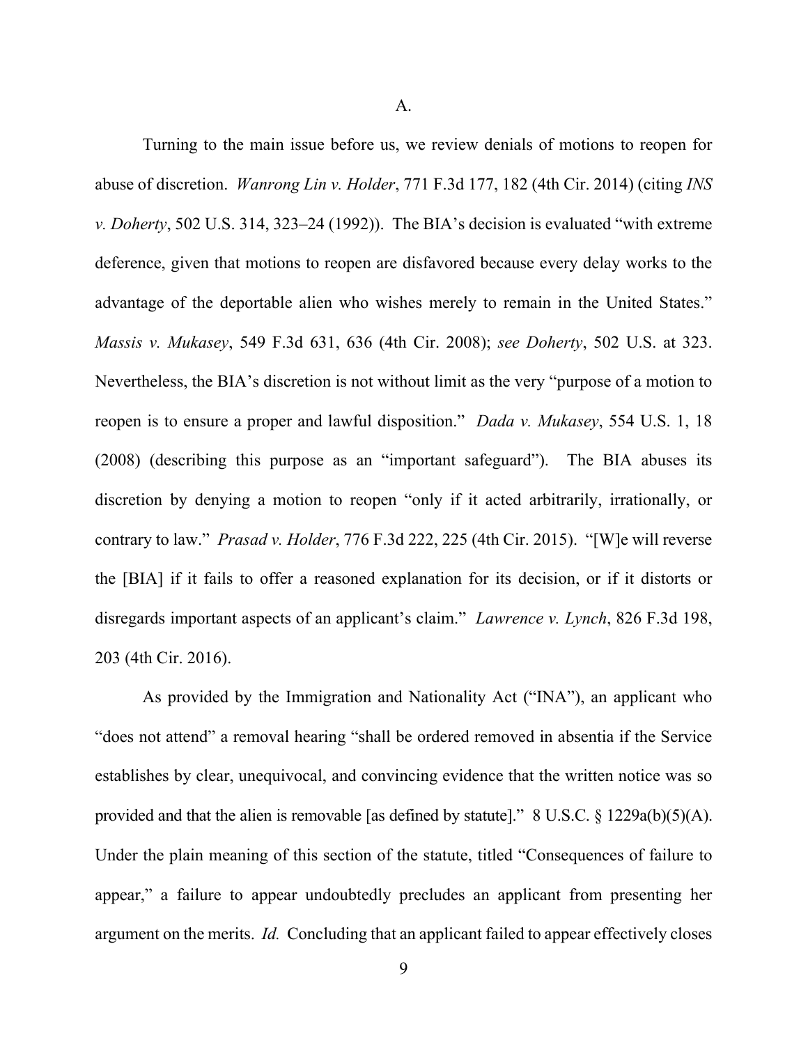### A.

Turning to the main issue before us, we review denials of motions to reopen for abuse of discretion. *Wanrong Lin v. Holder*, 771 F.3d 177, 182 (4th Cir. 2014) (citing *INS v. Doherty*, 502 U.S. 314, 323–24 (1992)). The BIA's decision is evaluated "with extreme deference, given that motions to reopen are disfavored because every delay works to the advantage of the deportable alien who wishes merely to remain in the United States." *Massis v. Mukasey*, 549 F.3d 631, 636 (4th Cir. 2008); *see Doherty*, 502 U.S. at 323. Nevertheless, the BIA's discretion is not without limit as the very "purpose of a motion to reopen is to ensure a proper and lawful disposition." *Dada v. Mukasey*, 554 U.S. 1, 18 (2008) (describing this purpose as an "important safeguard"). The BIA abuses its discretion by denying a motion to reopen "only if it acted arbitrarily, irrationally, or contrary to law." *Prasad v. Holder*, 776 F.3d 222, 225 (4th Cir. 2015). "[W]e will reverse the [BIA] if it fails to offer a reasoned explanation for its decision, or if it distorts or disregards important aspects of an applicant's claim." *Lawrence v. Lynch*, 826 F.3d 198, 203 (4th Cir. 2016).

As provided by the Immigration and Nationality Act ("INA"), an applicant who "does not attend" a removal hearing "shall be ordered removed in absentia if the Service establishes by clear, unequivocal, and convincing evidence that the written notice was so provided and that the alien is removable [as defined by statute]." 8 U.S.C. § 1229a(b)(5)(A). Under the plain meaning of this section of the statute, titled "Consequences of failure to appear," a failure to appear undoubtedly precludes an applicant from presenting her argument on the merits. *Id.* Concluding that an applicant failed to appear effectively closes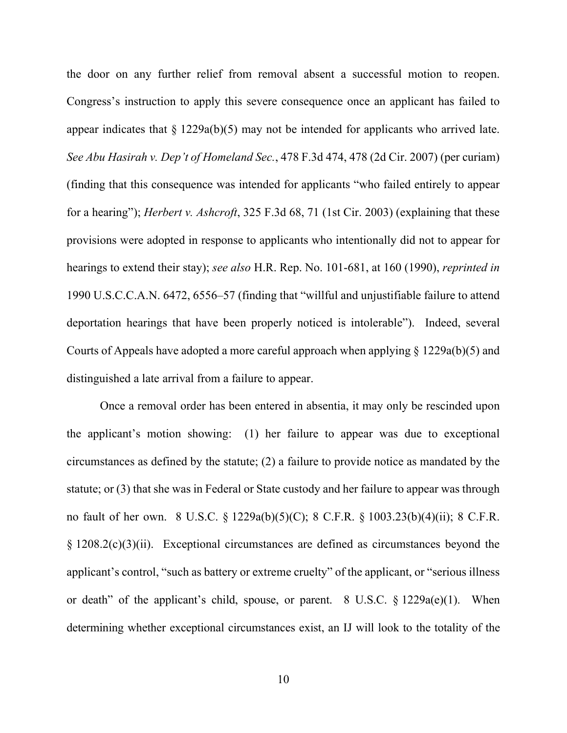the door on any further relief from removal absent a successful motion to reopen. Congress's instruction to apply this severe consequence once an applicant has failed to appear indicates that § 1229a(b)(5) may not be intended for applicants who arrived late. *See Abu Hasirah v. Dep't of Homeland Sec.*, 478 F.3d 474, 478 (2d Cir. 2007) (per curiam) (finding that this consequence was intended for applicants "who failed entirely to appear for a hearing"); *Herbert v. Ashcroft*, 325 F.3d 68, 71 (1st Cir. 2003) (explaining that these provisions were adopted in response to applicants who intentionally did not to appear for hearings to extend their stay); *see also* H.R. Rep. No. 101-681, at 160 (1990), *reprinted in* 1990 U.S.C.C.A.N. 6472, 6556–57 (finding that "willful and unjustifiable failure to attend deportation hearings that have been properly noticed is intolerable"). Indeed, several Courts of Appeals have adopted a more careful approach when applying § 1229a(b)(5) and distinguished a late arrival from a failure to appear.

Once a removal order has been entered in absentia, it may only be rescinded upon the applicant's motion showing: (1) her failure to appear was due to exceptional circumstances as defined by the statute; (2) a failure to provide notice as mandated by the statute; or (3) that she was in Federal or State custody and her failure to appear was through no fault of her own. 8 U.S.C. § 1229a(b)(5)(C); 8 C.F.R. § 1003.23(b)(4)(ii); 8 C.F.R. § 1208.2(c)(3)(ii). Exceptional circumstances are defined as circumstances beyond the applicant's control, "such as battery or extreme cruelty" of the applicant, or "serious illness or death" of the applicant's child, spouse, or parent. 8 U.S.C. § 1229a(e)(1). When determining whether exceptional circumstances exist, an IJ will look to the totality of the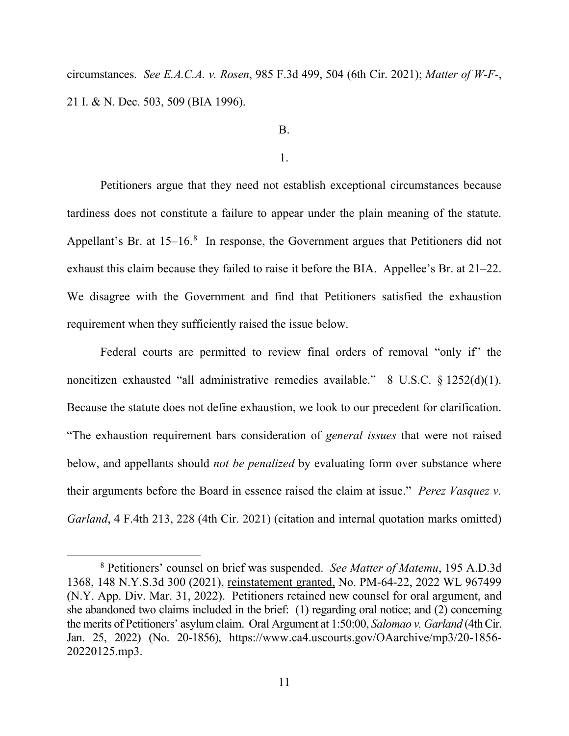circumstances. *See E.A.C.A. v. Rosen*, 985 F.3d 499, 504 (6th Cir. 2021); *Matter of W-F-*, 21 I. & N. Dec. 503, 509 (BIA 1996).

B.

1.

Petitioners argue that they need not establish exceptional circumstances because tardiness does not constitute a failure to appear under the plain meaning of the statute. Appellant's Br. at 15–16.[8] In response, the Government argues that Petitioners did not exhaust this claim because they failed to raise it before the BIA. Appellee's Br. at 21–22. We disagree with the Government and find that Petitioners satisfied the exhaustion requirement when they sufficiently raised the issue below.

Federal courts are permitted to review final orders of removal "only if" the noncitizen exhausted "all administrative remedies available." 8 U.S.C. § 1252(d)(1). Because the statute does not define exhaustion, we look to our precedent for clarification. "The exhaustion requirement bars consideration of *general issues* that were not raised below, and appellants should *not be penalized* by evaluating form over substance where their arguments before the Board in essence raised the claim at issue." *Perez Vasquez v. Garland*, 4 F.4th 213, 228 (4th Cir. 2021) (citation and internal quotation marks omitted)

---

[8] Petitioners' counsel on brief was suspended. *See Matter of Matemu*, 195 A.D.3d 1368, 148 N.Y.S.3d 300 (2021), reinstatement granted, No. PM-64-22, 2022 WL 967499 (N.Y. App. Div. Mar. 31, 2022). Petitioners retained new counsel for oral argument, and she abandoned two claims included in the brief: (1) regarding oral notice; and (2) concerning the merits of Petitioners' asylum claim. Oral Argument at 1:50:00, *Salomao v. Garland* (4th Cir. Jan. 25, 2022) (No. 20-1856), https://www.ca4.uscourts.gov/OAarchive/mp3/20-1856-20220125.mp3.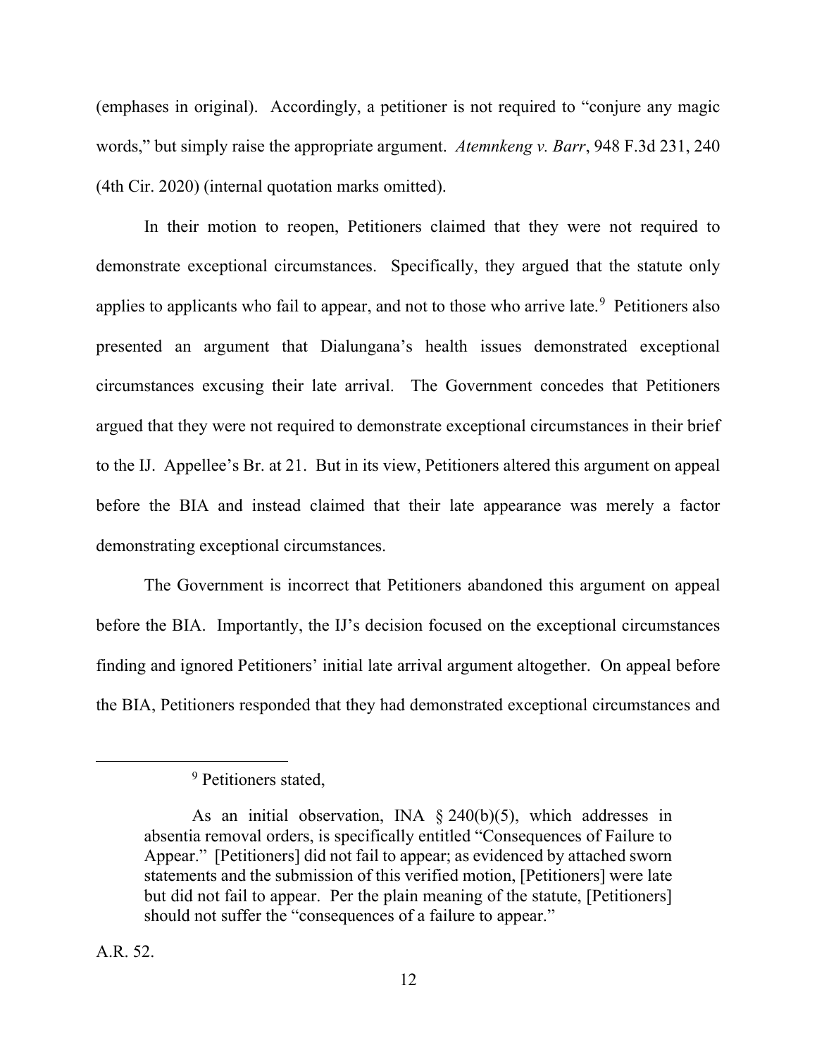(emphases in original). Accordingly, a petitioner is not required to "conjure any magic words," but simply raise the appropriate argument. *Atemnkeng v. Barr*, 948 F.3d 231, 240 (4th Cir. 2020) (internal quotation marks omitted).

In their motion to reopen, Petitioners claimed that they were not required to demonstrate exceptional circumstances. Specifically, they argued that the statute only applies to applicants who fail to appear, and not to those who arrive late.[9] Petitioners also presented an argument that Dialungana's health issues demonstrated exceptional circumstances excusing their late arrival. The Government concedes that Petitioners argued that they were not required to demonstrate exceptional circumstances in their brief to the IJ. Appellee's Br. at 21. But in its view, Petitioners altered this argument on appeal before the BIA and instead claimed that their late appearance was merely a factor demonstrating exceptional circumstances.

The Government is incorrect that Petitioners abandoned this argument on appeal before the BIA. Importantly, the IJ's decision focused on the exceptional circumstances finding and ignored Petitioners' initial late arrival argument altogether. On appeal before the BIA, Petitioners responded that they had demonstrated exceptional circumstances and

---

[9] Petitioners stated,

> As an initial observation, INA § 240(b)(5), which addresses in absentia removal orders, is specifically entitled "Consequences of Failure to Appear." [Petitioners] did not fail to appear; as evidenced by attached sworn statements and the submission of this verified motion, [Petitioners] were late but did not fail to appear. Per the plain meaning of the statute, [Petitioners] should not suffer the "consequences of a failure to appear."

A.R. 52.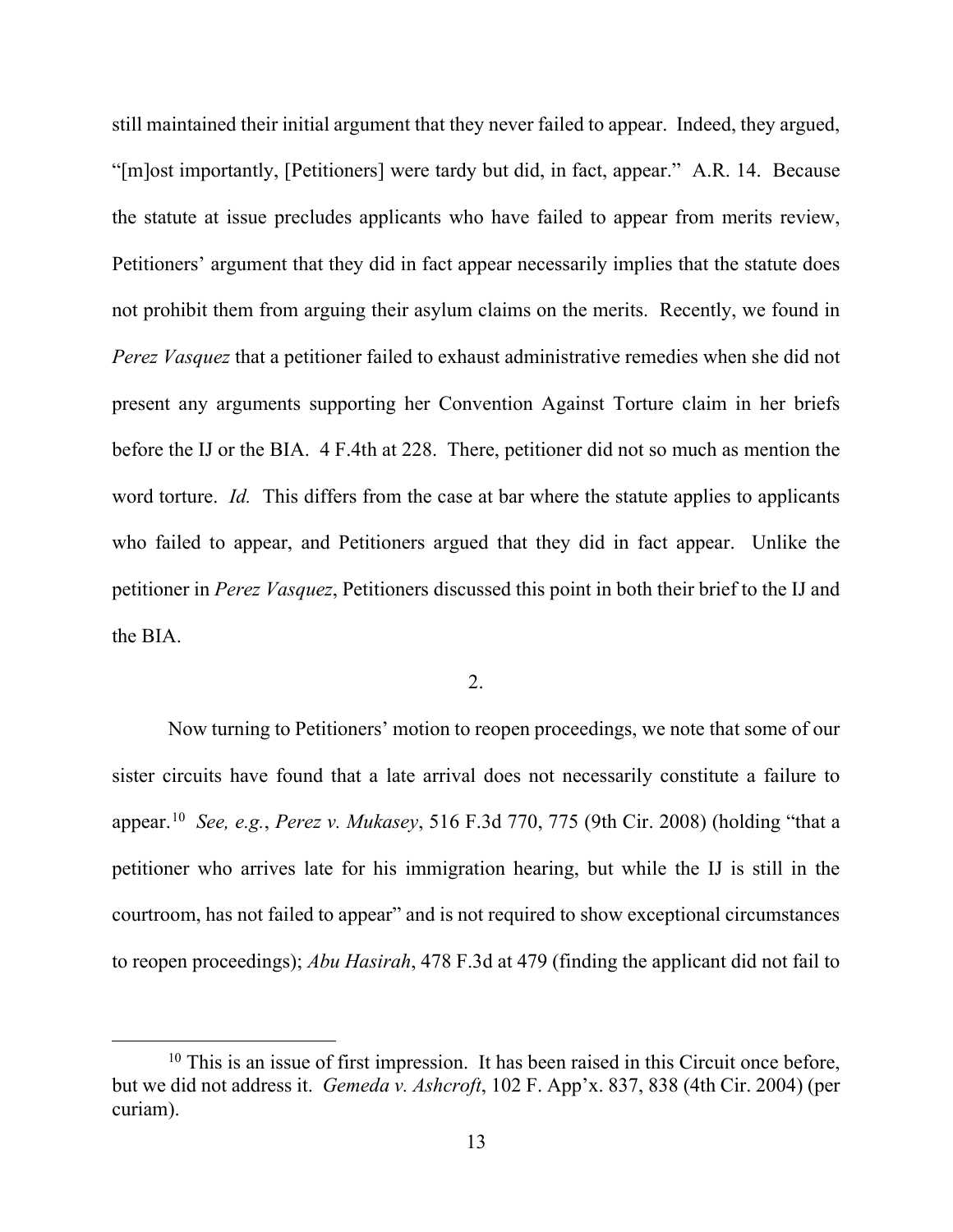still maintained their initial argument that they never failed to appear. Indeed, they argued, "[m]ost importantly, [Petitioners] were tardy but did, in fact, appear." A.R. 14. Because the statute at issue precludes applicants who have failed to appear from merits review, Petitioners' argument that they did in fact appear necessarily implies that the statute does not prohibit them from arguing their asylum claims on the merits. Recently, we found in *Perez Vasquez* that a petitioner failed to exhaust administrative remedies when she did not present any arguments supporting her Convention Against Torture claim in her briefs before the IJ or the BIA. 4 F.4th at 228. There, petitioner did not so much as mention the word torture. *Id.* This differs from the case at bar where the statute applies to applicants who failed to appear, and Petitioners argued that they did in fact appear. Unlike the petitioner in *Perez Vasquez*, Petitioners discussed this point in both their brief to the IJ and the BIA.

2.

Now turning to Petitioners' motion to reopen proceedings, we note that some of our sister circuits have found that a late arrival does not necessarily constitute a failure to appear.[10] *See, e.g.*, *Perez v. Mukasey*, 516 F.3d 770, 775 (9th Cir. 2008) (holding "that a petitioner who arrives late for his immigration hearing, but while the IJ is still in the courtroom, has not failed to appear" and is not required to show exceptional circumstances to reopen proceedings); *Abu Hasirah*, 478 F.3d at 479 (finding the applicant did not fail to

[10] This is an issue of first impression. It has been raised in this Circuit once before, but we did not address it. *Gemeda v. Ashcroft*, 102 F. App'x. 837, 838 (4th Cir. 2004) (per curiam).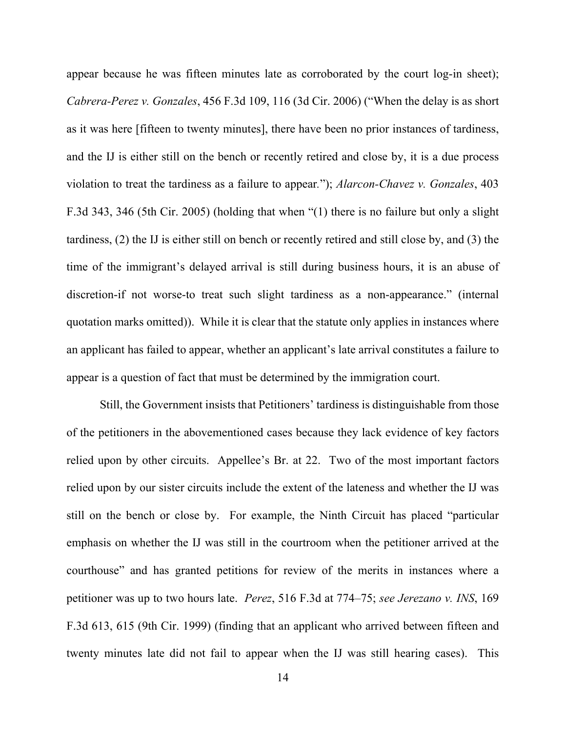appear because he was fifteen minutes late as corroborated by the court log-in sheet); *Cabrera-Perez v. Gonzales*, 456 F.3d 109, 116 (3d Cir. 2006) ("When the delay is as short as it was here [fifteen to twenty minutes], there have been no prior instances of tardiness, and the IJ is either still on the bench or recently retired and close by, it is a due process violation to treat the tardiness as a failure to appear."); *Alarcon-Chavez v. Gonzales*, 403 F.3d 343, 346 (5th Cir. 2005) (holding that when "(1) there is no failure but only a slight tardiness, (2) the IJ is either still on bench or recently retired and still close by, and (3) the time of the immigrant's delayed arrival is still during business hours, it is an abuse of discretion-if not worse-to treat such slight tardiness as a non-appearance." (internal quotation marks omitted)). While it is clear that the statute only applies in instances where an applicant has failed to appear, whether an applicant's late arrival constitutes a failure to appear is a question of fact that must be determined by the immigration court.

Still, the Government insists that Petitioners' tardiness is distinguishable from those of the petitioners in the abovementioned cases because they lack evidence of key factors relied upon by other circuits. Appellee's Br. at 22. Two of the most important factors relied upon by our sister circuits include the extent of the lateness and whether the IJ was still on the bench or close by. For example, the Ninth Circuit has placed "particular emphasis on whether the IJ was still in the courtroom when the petitioner arrived at the courthouse" and has granted petitions for review of the merits in instances where a petitioner was up to two hours late. *Perez*, 516 F.3d at 774–75; *see Jerezano v. INS*, 169 F.3d 613, 615 (9th Cir. 1999) (finding that an applicant who arrived between fifteen and twenty minutes late did not fail to appear when the IJ was still hearing cases). This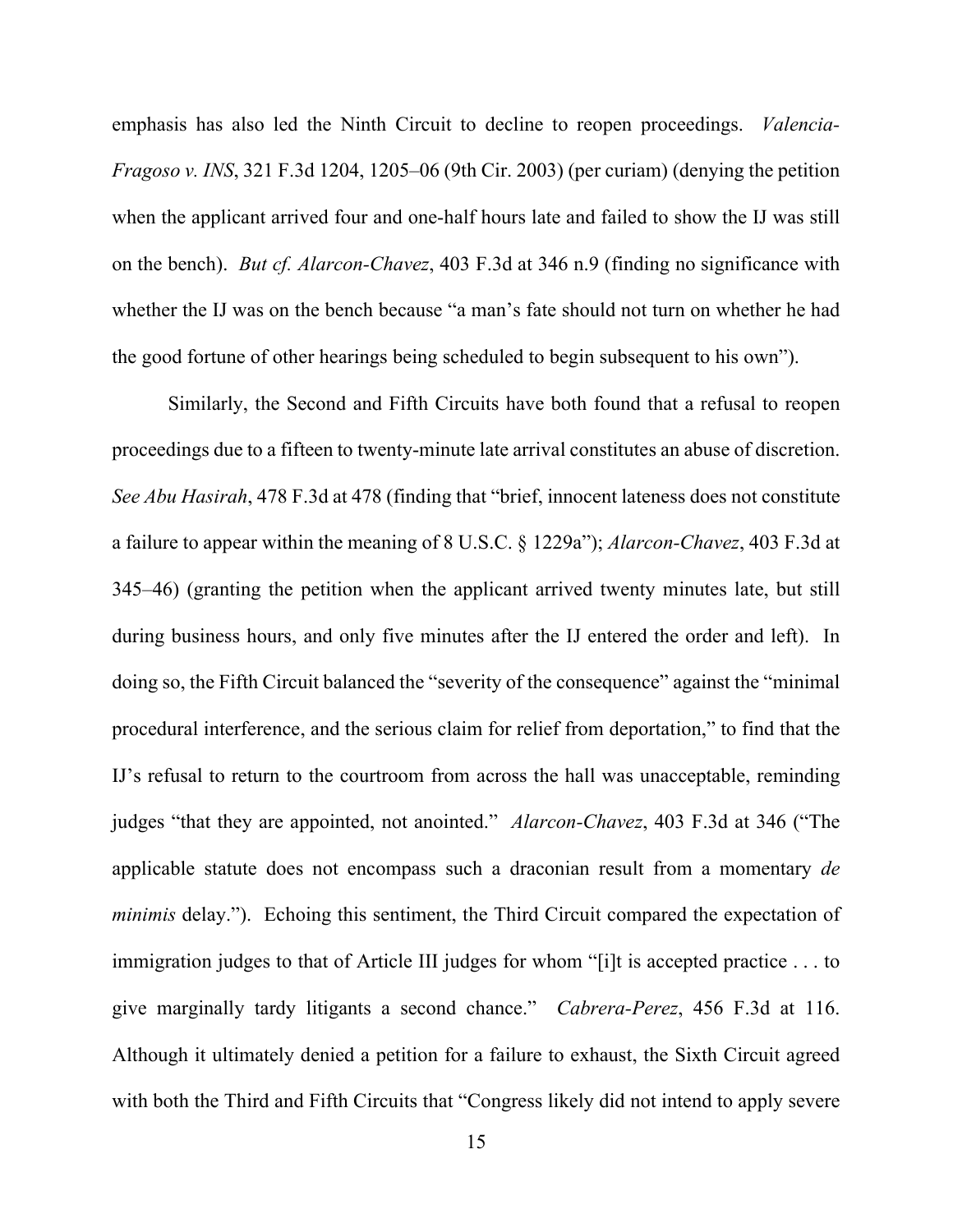emphasis has also led the Ninth Circuit to decline to reopen proceedings. *Valencia-Fragoso v. INS*, 321 F.3d 1204, 1205–06 (9th Cir. 2003) (per curiam) (denying the petition when the applicant arrived four and one-half hours late and failed to show the IJ was still on the bench). *But cf. Alarcon-Chavez*, 403 F.3d at 346 n.9 (finding no significance with whether the IJ was on the bench because "a man's fate should not turn on whether he had the good fortune of other hearings being scheduled to begin subsequent to his own").

Similarly, the Second and Fifth Circuits have both found that a refusal to reopen proceedings due to a fifteen to twenty-minute late arrival constitutes an abuse of discretion. *See Abu Hasirah*, 478 F.3d at 478 (finding that "brief, innocent lateness does not constitute a failure to appear within the meaning of 8 U.S.C. § 1229a"); *Alarcon-Chavez*, 403 F.3d at 345–46) (granting the petition when the applicant arrived twenty minutes late, but still during business hours, and only five minutes after the IJ entered the order and left). In doing so, the Fifth Circuit balanced the "severity of the consequence" against the "minimal procedural interference, and the serious claim for relief from deportation," to find that the IJ's refusal to return to the courtroom from across the hall was unacceptable, reminding judges "that they are appointed, not anointed." *Alarcon-Chavez*, 403 F.3d at 346 ("The applicable statute does not encompass such a draconian result from a momentary *de minimis* delay."). Echoing this sentiment, the Third Circuit compared the expectation of immigration judges to that of Article III judges for whom "[i]t is accepted practice . . . to give marginally tardy litigants a second chance." *Cabrera-Perez*, 456 F.3d at 116. Although it ultimately denied a petition for a failure to exhaust, the Sixth Circuit agreed with both the Third and Fifth Circuits that "Congress likely did not intend to apply severe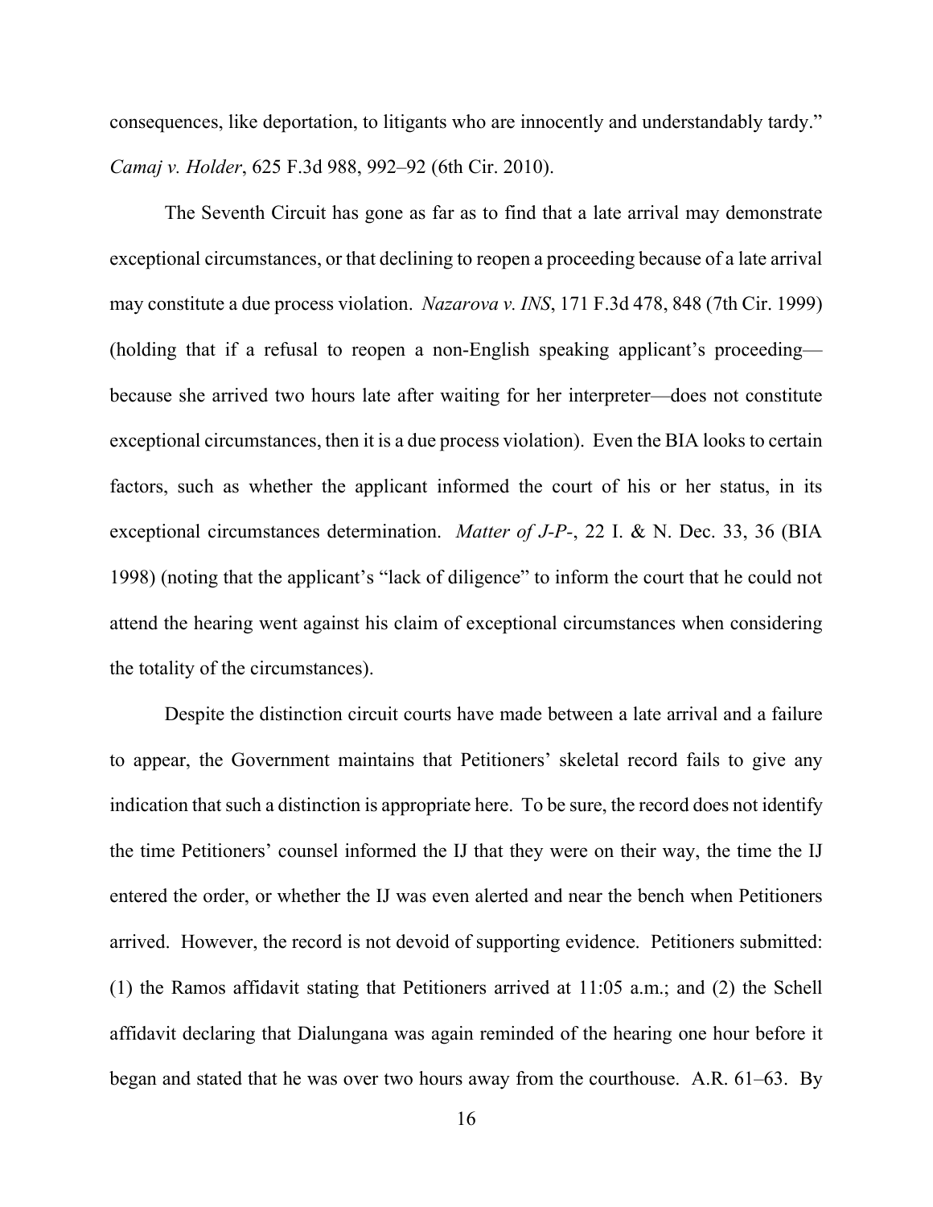consequences, like deportation, to litigants who are innocently and understandably tardy." *Camaj v. Holder*, 625 F.3d 988, 992–92 (6th Cir. 2010).

The Seventh Circuit has gone as far as to find that a late arrival may demonstrate exceptional circumstances, or that declining to reopen a proceeding because of a late arrival may constitute a due process violation. *Nazarova v. INS*, 171 F.3d 478, 848 (7th Cir. 1999) (holding that if a refusal to reopen a non-English speaking applicant's proceeding—because she arrived two hours late after waiting for her interpreter—does not constitute exceptional circumstances, then it is a due process violation). Even the BIA looks to certain factors, such as whether the applicant informed the court of his or her status, in its exceptional circumstances determination. *Matter of J-P-*, 22 I. & N. Dec. 33, 36 (BIA 1998) (noting that the applicant's "lack of diligence" to inform the court that he could not attend the hearing went against his claim of exceptional circumstances when considering the totality of the circumstances).

Despite the distinction circuit courts have made between a late arrival and a failure to appear, the Government maintains that Petitioners' skeletal record fails to give any indication that such a distinction is appropriate here. To be sure, the record does not identify the time Petitioners' counsel informed the IJ that they were on their way, the time the IJ entered the order, or whether the IJ was even alerted and near the bench when Petitioners arrived. However, the record is not devoid of supporting evidence. Petitioners submitted: (1) the Ramos affidavit stating that Petitioners arrived at 11:05 a.m.; and (2) the Schell affidavit declaring that Dialungana was again reminded of the hearing one hour before it began and stated that he was over two hours away from the courthouse. A.R. 61–63. By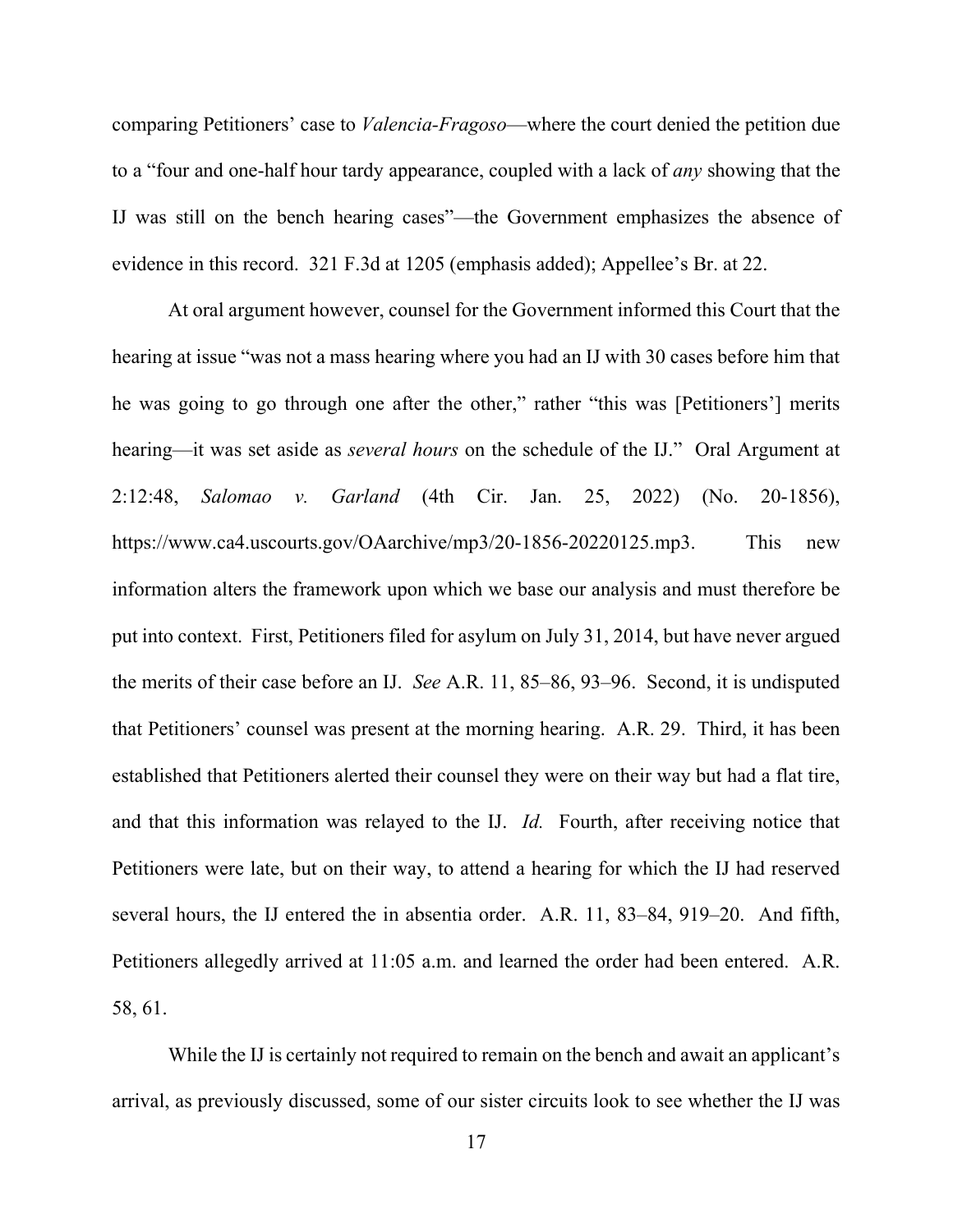comparing Petitioners' case to *Valencia-Fragoso*—where the court denied the petition due to a "four and one-half hour tardy appearance, coupled with a lack of *any* showing that the IJ was still on the bench hearing cases"—the Government emphasizes the absence of evidence in this record. 321 F.3d at 1205 (emphasis added); Appellee's Br. at 22.

At oral argument however, counsel for the Government informed this Court that the hearing at issue "was not a mass hearing where you had an IJ with 30 cases before him that he was going to go through one after the other," rather "this was [Petitioners'] merits hearing—it was set aside as *several hours* on the schedule of the IJ." Oral Argument at 2:12:48, *Salomao v. Garland* (4th Cir. Jan. 25, 2022) (No. 20-1856), https://www.ca4.uscourts.gov/OAarchive/mp3/20-1856-20220125.mp3. This new information alters the framework upon which we base our analysis and must therefore be put into context. First, Petitioners filed for asylum on July 31, 2014, but have never argued the merits of their case before an IJ. *See* A.R. 11, 85–86, 93–96. Second, it is undisputed that Petitioners' counsel was present at the morning hearing. A.R. 29. Third, it has been established that Petitioners alerted their counsel they were on their way but had a flat tire, and that this information was relayed to the IJ. *Id.* Fourth, after receiving notice that Petitioners were late, but on their way, to attend a hearing for which the IJ had reserved several hours, the IJ entered the in absentia order. A.R. 11, 83–84, 919–20. And fifth, Petitioners allegedly arrived at 11:05 a.m. and learned the order had been entered. A.R. 58, 61.

While the IJ is certainly not required to remain on the bench and await an applicant's arrival, as previously discussed, some of our sister circuits look to see whether the IJ was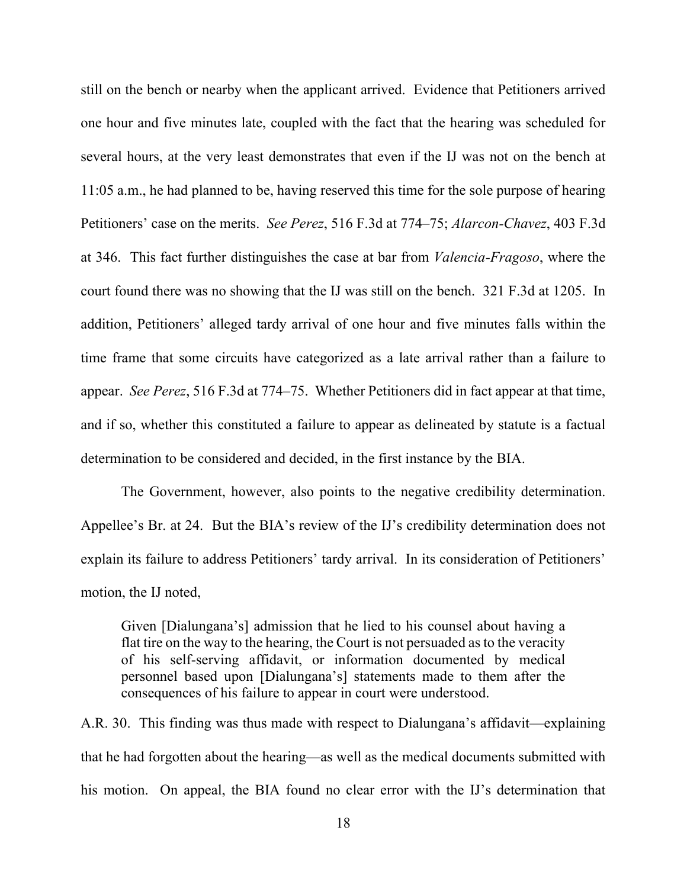still on the bench or nearby when the applicant arrived. Evidence that Petitioners arrived one hour and five minutes late, coupled with the fact that the hearing was scheduled for several hours, at the very least demonstrates that even if the IJ was not on the bench at 11:05 a.m., he had planned to be, having reserved this time for the sole purpose of hearing Petitioners' case on the merits. *See Perez*, 516 F.3d at 774–75; *Alarcon-Chavez*, 403 F.3d at 346. This fact further distinguishes the case at bar from *Valencia-Fragoso*, where the court found there was no showing that the IJ was still on the bench. 321 F.3d at 1205. In addition, Petitioners' alleged tardy arrival of one hour and five minutes falls within the time frame that some circuits have categorized as a late arrival rather than a failure to appear. *See Perez*, 516 F.3d at 774–75. Whether Petitioners did in fact appear at that time, and if so, whether this constituted a failure to appear as delineated by statute is a factual determination to be considered and decided, in the first instance by the BIA.

The Government, however, also points to the negative credibility determination. Appellee's Br. at 24. But the BIA's review of the IJ's credibility determination does not explain its failure to address Petitioners' tardy arrival. In its consideration of Petitioners' motion, the IJ noted,

> Given [Dialungana's] admission that he lied to his counsel about having a flat tire on the way to the hearing, the Court is not persuaded as to the veracity of his self-serving affidavit, or information documented by medical personnel based upon [Dialungana's] statements made to them after the consequences of his failure to appear in court were understood.

A.R. 30. This finding was thus made with respect to Dialungana's affidavit—explaining that he had forgotten about the hearing—as well as the medical documents submitted with his motion. On appeal, the BIA found no clear error with the IJ's determination that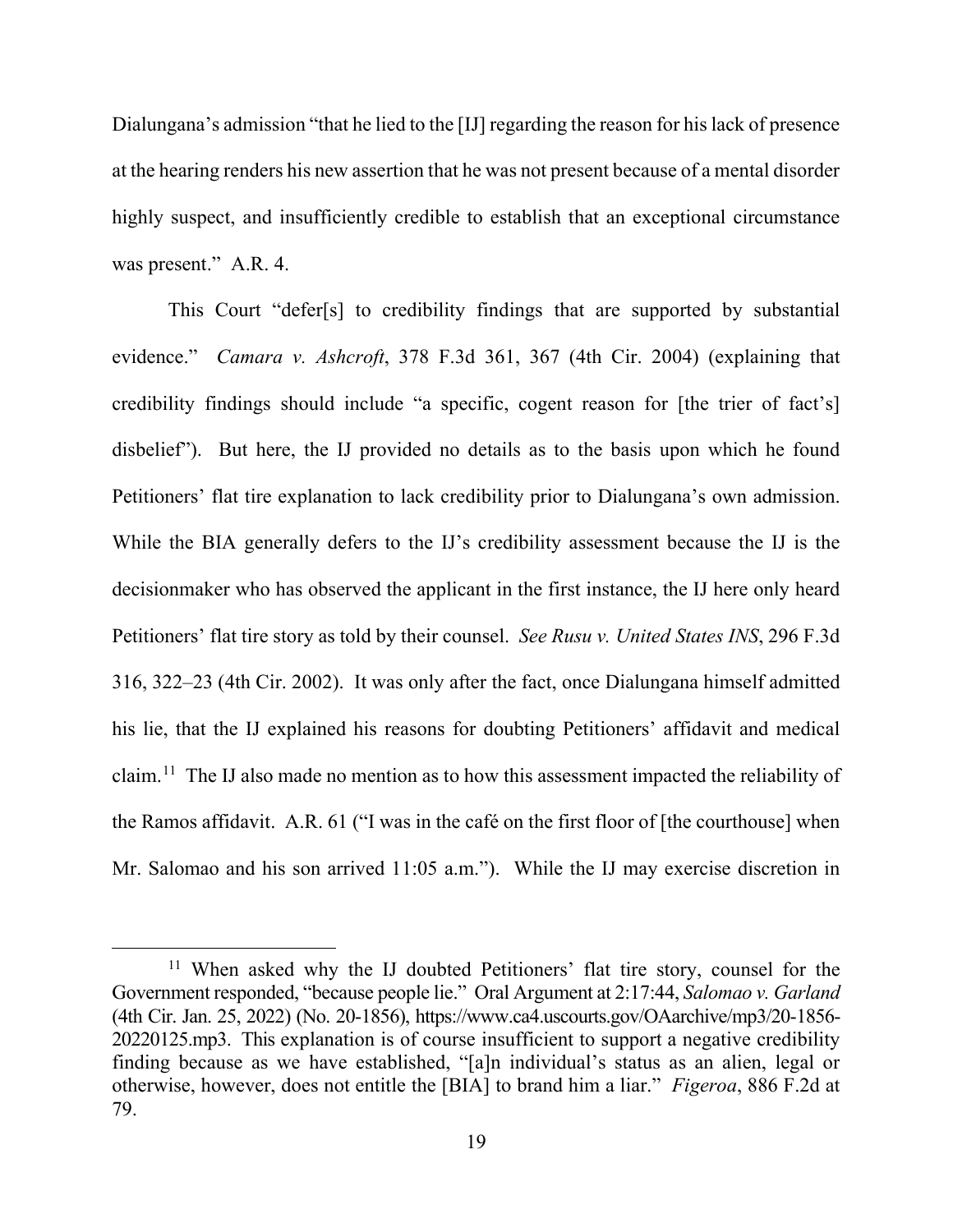Dialungana's admission "that he lied to the [IJ] regarding the reason for his lack of presence at the hearing renders his new assertion that he was not present because of a mental disorder highly suspect, and insufficiently credible to establish that an exceptional circumstance was present." A.R. 4.

This Court "defer[s] to credibility findings that are supported by substantial evidence." *Camara v. Ashcroft*, 378 F.3d 361, 367 (4th Cir. 2004) (explaining that credibility findings should include "a specific, cogent reason for [the trier of fact's] disbelief"). But here, the IJ provided no details as to the basis upon which he found Petitioners' flat tire explanation to lack credibility prior to Dialungana's own admission. While the BIA generally defers to the IJ's credibility assessment because the IJ is the decisionmaker who has observed the applicant in the first instance, the IJ here only heard Petitioners' flat tire story as told by their counsel. *See Rusu v. United States INS*, 296 F.3d 316, 322–23 (4th Cir. 2002). It was only after the fact, once Dialungana himself admitted his lie, that the IJ explained his reasons for doubting Petitioners' affidavit and medical claim.[11] The IJ also made no mention as to how this assessment impacted the reliability of the Ramos affidavit. A.R. 61 ("I was in the café on the first floor of [the courthouse] when Mr. Salomao and his son arrived 11:05 a.m."). While the IJ may exercise discretion in

[11] When asked why the IJ doubted Petitioners' flat tire story, counsel for the Government responded, "because people lie." Oral Argument at 2:17:44, *Salomao v. Garland* (4th Cir. Jan. 25, 2022) (No. 20-1856), https://www.ca4.uscourts.gov/OAarchive/mp3/20-1856-20220125.mp3. This explanation is of course insufficient to support a negative credibility finding because as we have established, "[a]n individual's status as an alien, legal or otherwise, however, does not entitle the [BIA] to brand him a liar." *Figeroa*, 886 F.2d at 79.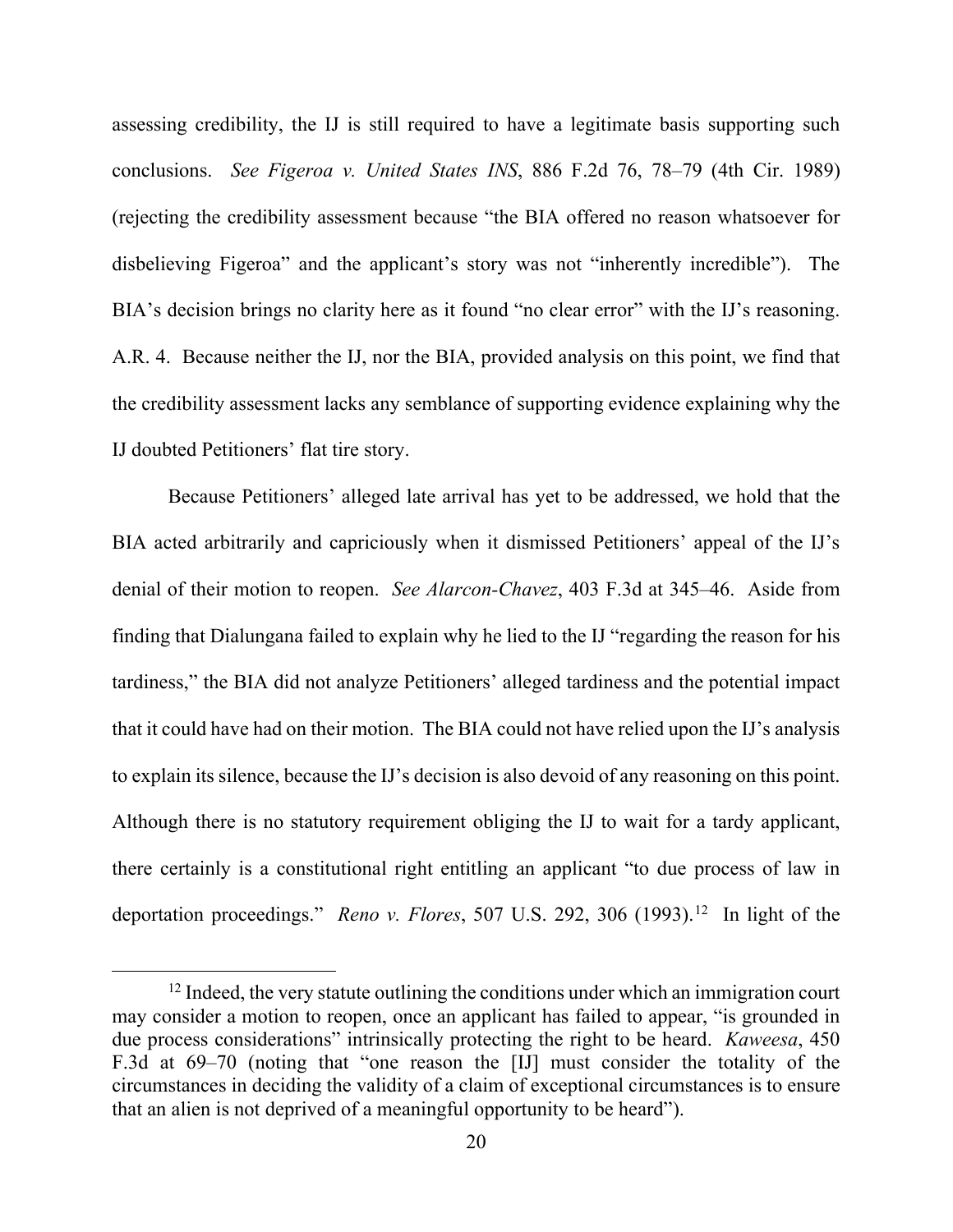assessing credibility, the IJ is still required to have a legitimate basis supporting such conclusions. *See Figeroa v. United States INS*, 886 F.2d 76, 78–79 (4th Cir. 1989) (rejecting the credibility assessment because "the BIA offered no reason whatsoever for disbelieving Figeroa" and the applicant's story was not "inherently incredible"). The BIA's decision brings no clarity here as it found "no clear error" with the IJ's reasoning. A.R. 4. Because neither the IJ, nor the BIA, provided analysis on this point, we find that the credibility assessment lacks any semblance of supporting evidence explaining why the IJ doubted Petitioners' flat tire story.

Because Petitioners' alleged late arrival has yet to be addressed, we hold that the BIA acted arbitrarily and capriciously when it dismissed Petitioners' appeal of the IJ's denial of their motion to reopen. *See Alarcon-Chavez*, 403 F.3d at 345–46. Aside from finding that Dialungana failed to explain why he lied to the IJ "regarding the reason for his tardiness," the BIA did not analyze Petitioners' alleged tardiness and the potential impact that it could have had on their motion. The BIA could not have relied upon the IJ's analysis to explain its silence, because the IJ's decision is also devoid of any reasoning on this point. Although there is no statutory requirement obliging the IJ to wait for a tardy applicant, there certainly is a constitutional right entitling an applicant "to due process of law in deportation proceedings." *Reno v. Flores*, 507 U.S. 292, 306 (1993).[12] In light of the

[12] Indeed, the very statute outlining the conditions under which an immigration court may consider a motion to reopen, once an applicant has failed to appear, "is grounded in due process considerations" intrinsically protecting the right to be heard. *Kaweesa*, 450 F.3d at 69–70 (noting that "one reason the [IJ] must consider the totality of the circumstances in deciding the validity of a claim of exceptional circumstances is to ensure that an alien is not deprived of a meaningful opportunity to be heard").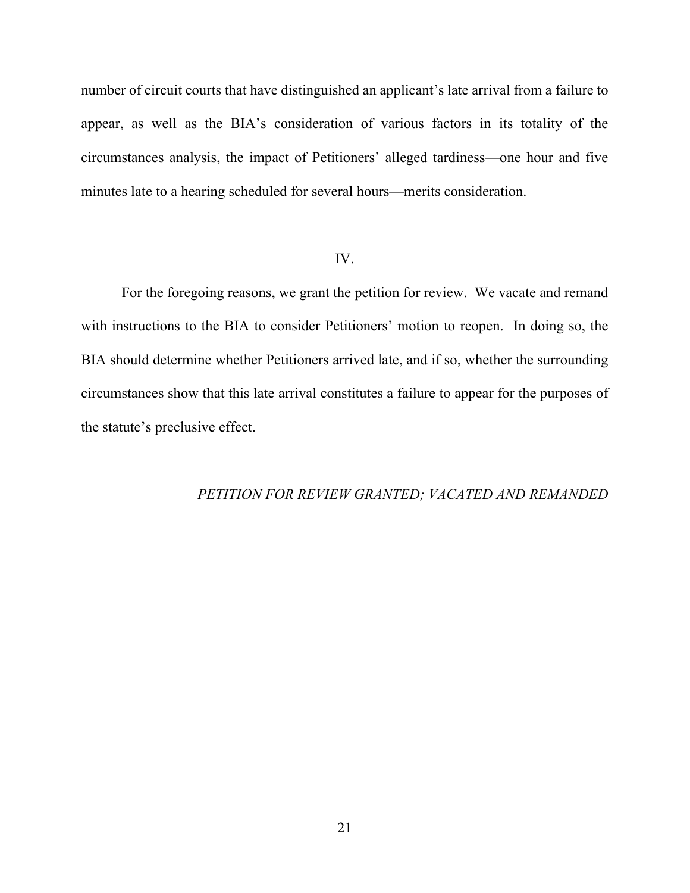number of circuit courts that have distinguished an applicant's late arrival from a failure to appear, as well as the BIA's consideration of various factors in its totality of the circumstances analysis, the impact of Petitioners' alleged tardiness—one hour and five minutes late to a hearing scheduled for several hours—merits consideration.

## IV.

For the foregoing reasons, we grant the petition for review. We vacate and remand with instructions to the BIA to consider Petitioners' motion to reopen. In doing so, the BIA should determine whether Petitioners arrived late, and if so, whether the surrounding circumstances show that this late arrival constitutes a failure to appear for the purposes of the statute's preclusive effect.

*PETITION FOR REVIEW GRANTED; VACATED AND REMANDED*